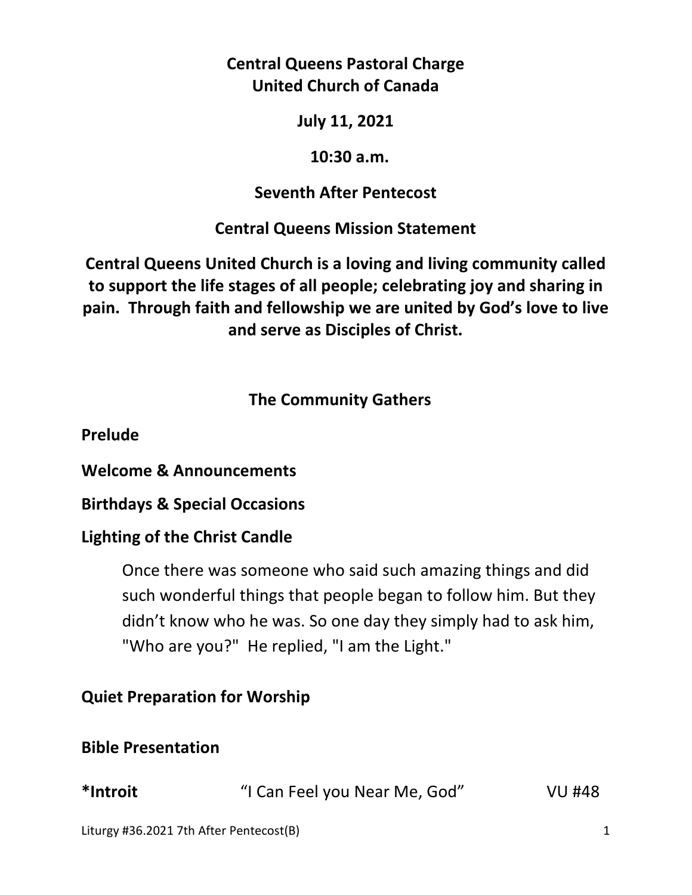**Central Queens Pastoral Charge**
**United Church of Canada**

**July 11, 2021**

**10:30 a.m.**

**Seventh After Pentecost**

**Central Queens Mission Statement**

**Central Queens United Church is a loving and living community called to support the life stages of all people; celebrating joy and sharing in pain. Through faith and fellowship we are united by God's love to live and serve as Disciples of Christ.**

## The Community Gathers

**Prelude**

**Welcome & Announcements**

**Birthdays & Special Occasions**

**Lighting of the Christ Candle**

> Once there was someone who said such amazing things and did such wonderful things that people began to follow him. But they didn't know who he was. So one day they simply had to ask him, "Who are you?" He replied, "I am the Light."

**Quiet Preparation for Worship**

**Bible Presentation**

**\*Introit** "I Can Feel you Near Me, God" VU #48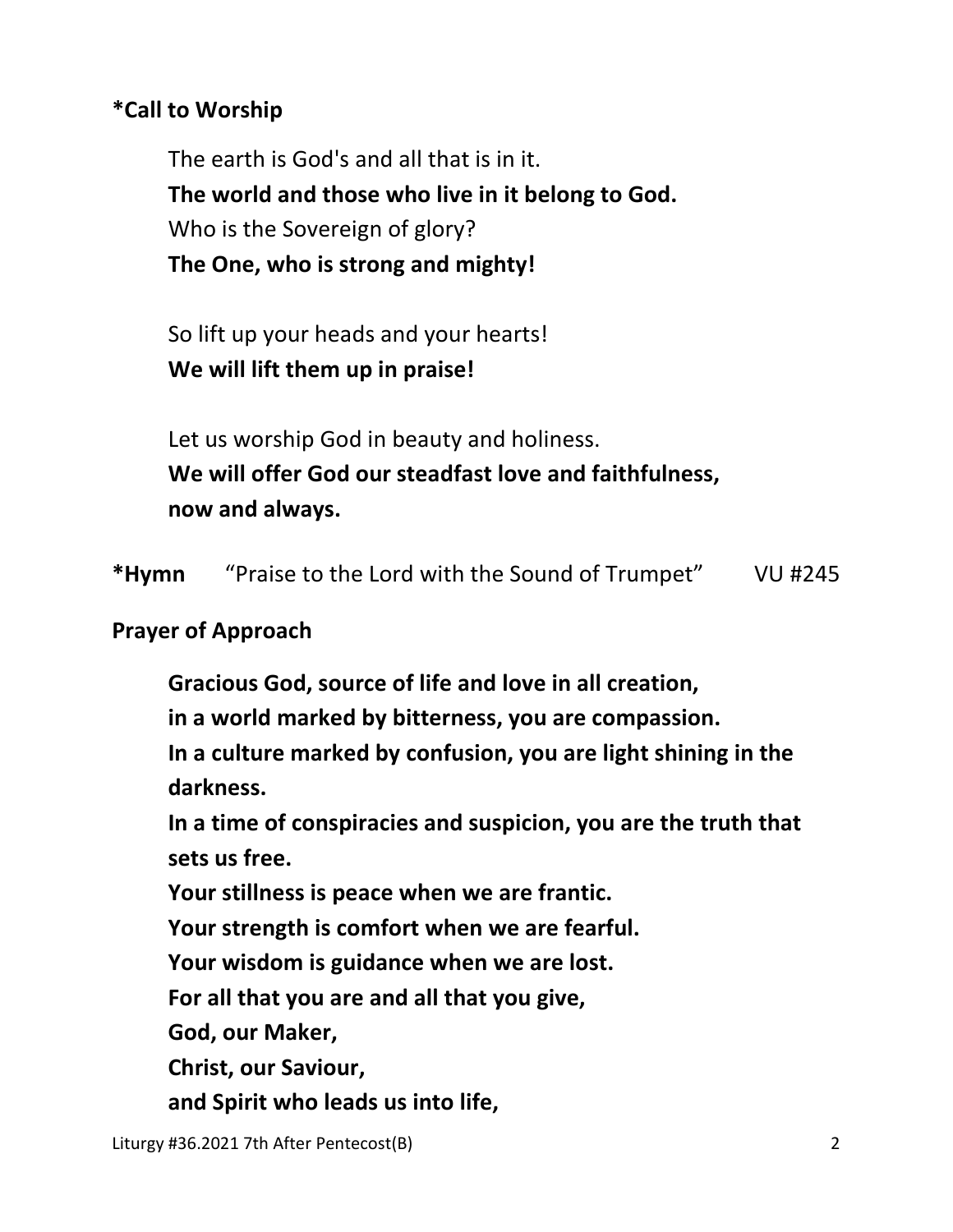**\*Call to Worship**

The earth is God's and all that is in it.
**The world and those who live in it belong to God.**
Who is the Sovereign of glory?
**The One, who is strong and mighty!**

So lift up your heads and your hearts!
**We will lift them up in praise!**

Let us worship God in beauty and holiness.
**We will offer God our steadfast love and faithfulness,**
**now and always.**

**\*Hymn** "Praise to the Lord with the Sound of Trumpet" VU #245

**Prayer of Approach**

**Gracious God, source of life and love in all creation,**
**in a world marked by bitterness, you are compassion.**
**In a culture marked by confusion, you are light shining in the darkness.**
**In a time of conspiracies and suspicion, you are the truth that sets us free.**
**Your stillness is peace when we are frantic.**
**Your strength is comfort when we are fearful.**
**Your wisdom is guidance when we are lost.**
**For all that you are and all that you give,**
**God, our Maker,**
**Christ, our Saviour,**
**and Spirit who leads us into life,**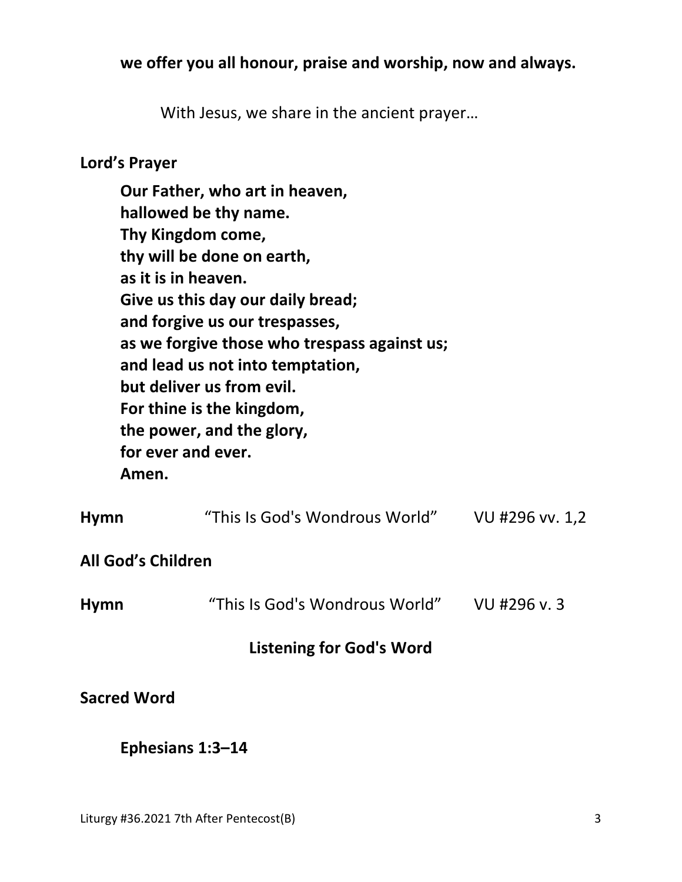**we offer you all honour, praise and worship, now and always.**

With Jesus, we share in the ancient prayer…

**Lord's Prayer**

**Our Father, who art in heaven,**
**hallowed be thy name.**
**Thy Kingdom come,**
**thy will be done on earth,**
**as it is in heaven.**
**Give us this day our daily bread;**
**and forgive us our trespasses,**
**as we forgive those who trespass against us;**
**and lead us not into temptation,**
**but deliver us from evil.**
**For thine is the kingdom,**
**the power, and the glory,**
**for ever and ever.**
**Amen.**

**Hymn** "This Is God's Wondrous World" VU #296 vv. 1,2

**All God's Children**

**Hymn** "This Is God's Wondrous World" VU #296 v. 3

## Listening for God's Word

**Sacred Word**

**Ephesians 1:3–14**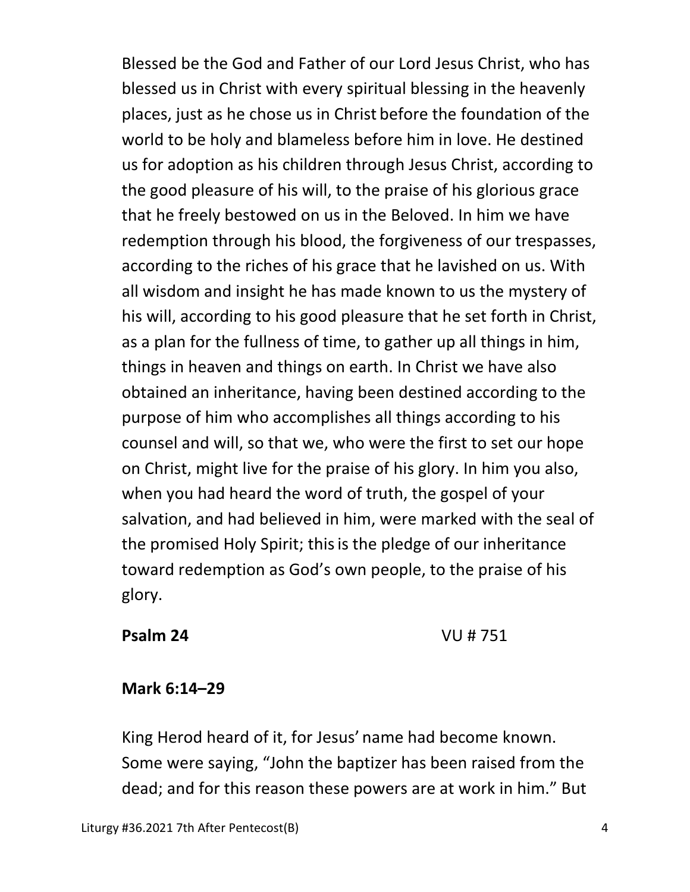Blessed be the God and Father of our Lord Jesus Christ, who has blessed us in Christ with every spiritual blessing in the heavenly places, just as he chose us in Christ before the foundation of the world to be holy and blameless before him in love. He destined us for adoption as his children through Jesus Christ, according to the good pleasure of his will, to the praise of his glorious grace that he freely bestowed on us in the Beloved. In him we have redemption through his blood, the forgiveness of our trespasses, according to the riches of his grace that he lavished on us. With all wisdom and insight he has made known to us the mystery of his will, according to his good pleasure that he set forth in Christ, as a plan for the fullness of time, to gather up all things in him, things in heaven and things on earth. In Christ we have also obtained an inheritance, having been destined according to the purpose of him who accomplishes all things according to his counsel and will, so that we, who were the first to set our hope on Christ, might live for the praise of his glory. In him you also, when you had heard the word of truth, the gospel of your salvation, and had believed in him, were marked with the seal of the promised Holy Spirit; this is the pledge of our inheritance toward redemption as God's own people, to the praise of his glory.

**Psalm 24** VU # 751

**Mark 6:14–29**

King Herod heard of it, for Jesus' name had become known. Some were saying, "John the baptizer has been raised from the dead; and for this reason these powers are at work in him." But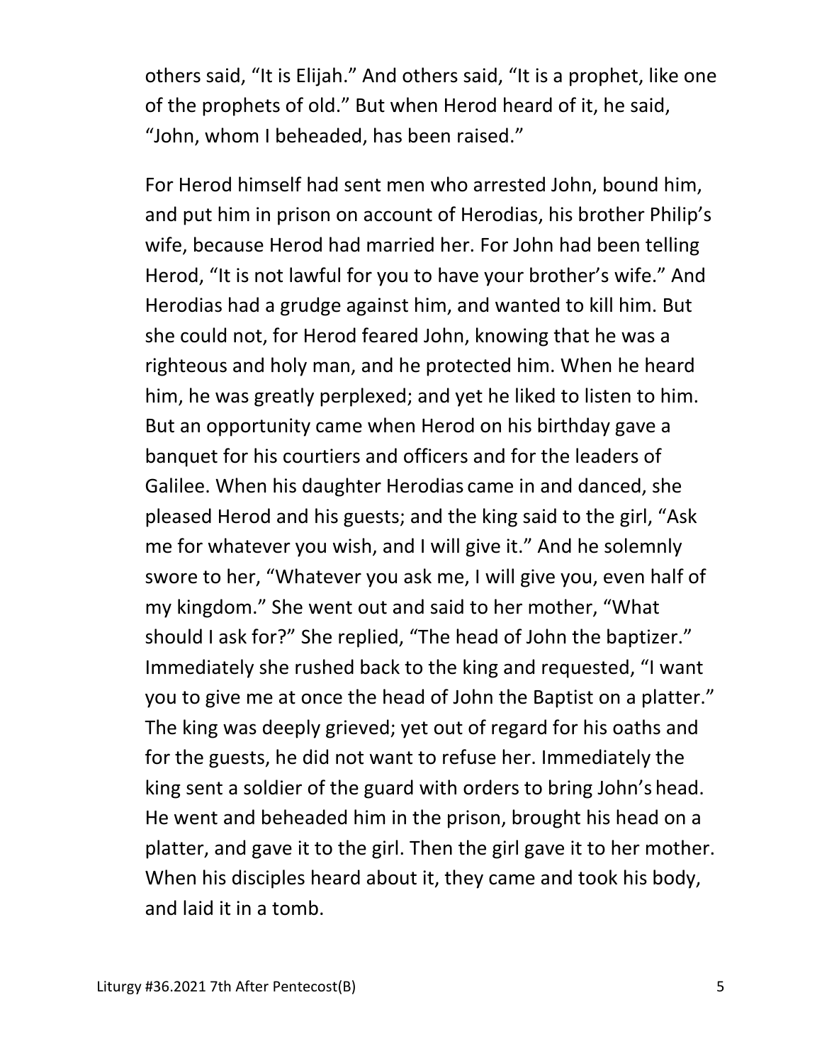others said, "It is Elijah." And others said, "It is a prophet, like one of the prophets of old." But when Herod heard of it, he said, "John, whom I beheaded, has been raised."

For Herod himself had sent men who arrested John, bound him, and put him in prison on account of Herodias, his brother Philip's wife, because Herod had married her. For John had been telling Herod, "It is not lawful for you to have your brother's wife." And Herodias had a grudge against him, and wanted to kill him. But she could not, for Herod feared John, knowing that he was a righteous and holy man, and he protected him. When he heard him, he was greatly perplexed; and yet he liked to listen to him. But an opportunity came when Herod on his birthday gave a banquet for his courtiers and officers and for the leaders of Galilee. When his daughter Herodias came in and danced, she pleased Herod and his guests; and the king said to the girl, "Ask me for whatever you wish, and I will give it." And he solemnly swore to her, "Whatever you ask me, I will give you, even half of my kingdom." She went out and said to her mother, "What should I ask for?" She replied, "The head of John the baptizer." Immediately she rushed back to the king and requested, "I want you to give me at once the head of John the Baptist on a platter." The king was deeply grieved; yet out of regard for his oaths and for the guests, he did not want to refuse her. Immediately the king sent a soldier of the guard with orders to bring John's head. He went and beheaded him in the prison, brought his head on a platter, and gave it to the girl. Then the girl gave it to her mother. When his disciples heard about it, they came and took his body, and laid it in a tomb.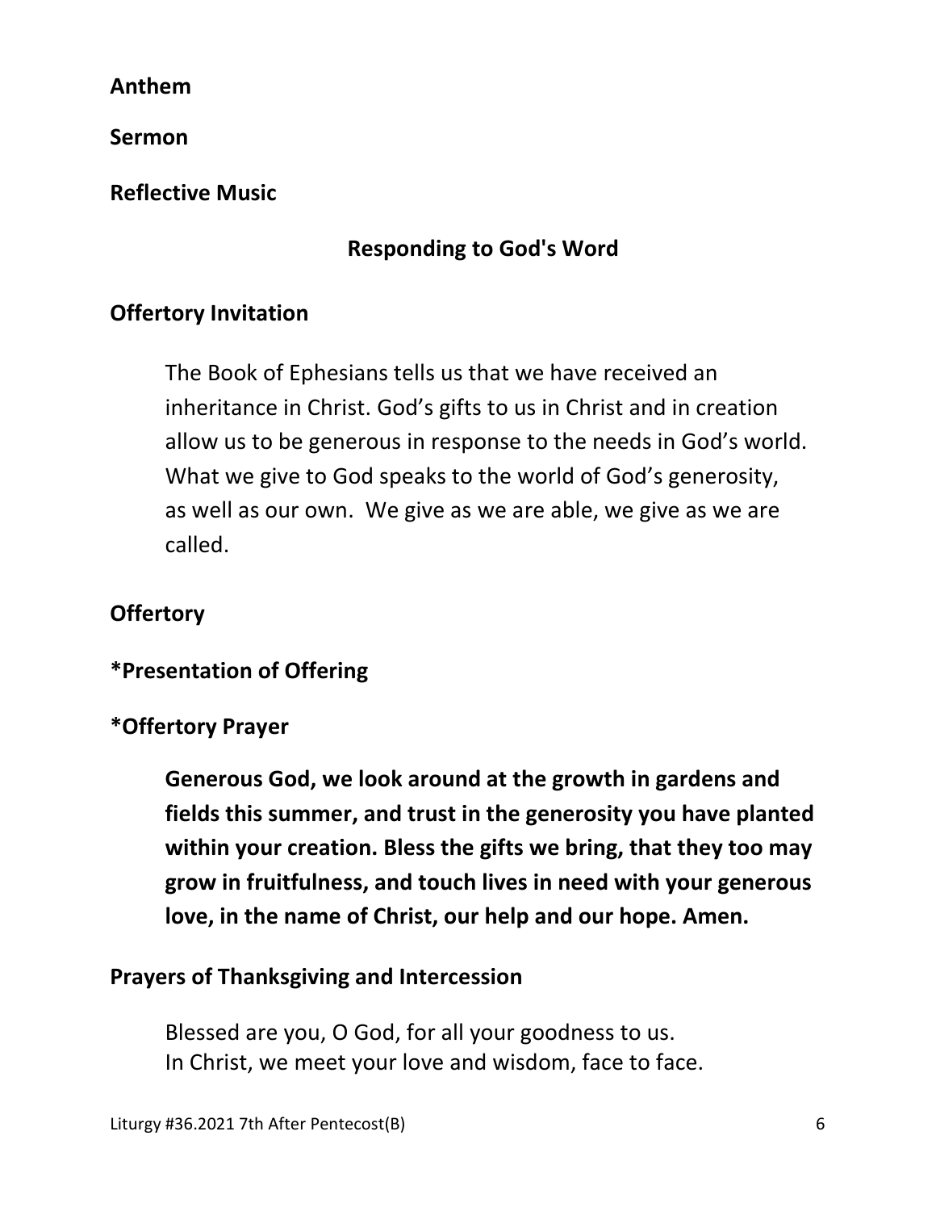**Anthem**

**Sermon**

**Reflective Music**

## Responding to God's Word

**Offertory Invitation**

The Book of Ephesians tells us that we have received an inheritance in Christ. God's gifts to us in Christ and in creation allow us to be generous in response to the needs in God's world. What we give to God speaks to the world of God's generosity, as well as our own. We give as we are able, we give as we are called.

**Offertory**

***Presentation of Offering**

***Offertory Prayer**

**Generous God, we look around at the growth in gardens and fields this summer, and trust in the generosity you have planted within your creation. Bless the gifts we bring, that they too may grow in fruitfulness, and touch lives in need with your generous love, in the name of Christ, our help and our hope. Amen.**

**Prayers of Thanksgiving and Intercession**

Blessed are you, O God, for all your goodness to us.
In Christ, we meet your love and wisdom, face to face.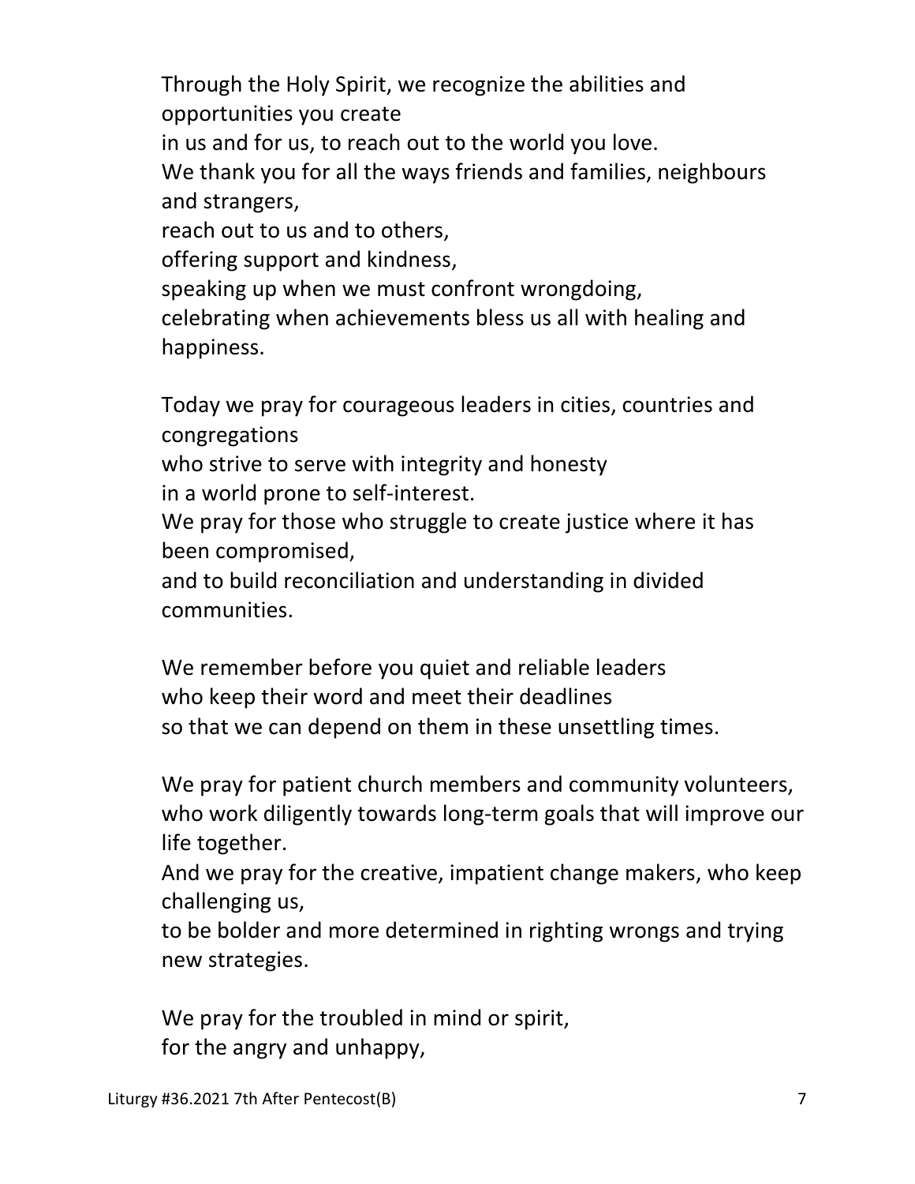Through the Holy Spirit, we recognize the abilities and opportunities you create
in us and for us, to reach out to the world you love.
We thank you for all the ways friends and families, neighbours and strangers,
reach out to us and to others,
offering support and kindness,
speaking up when we must confront wrongdoing,
celebrating when achievements bless us all with healing and happiness.

Today we pray for courageous leaders in cities, countries and congregations
who strive to serve with integrity and honesty
in a world prone to self-interest.
We pray for those who struggle to create justice where it has been compromised,
and to build reconciliation and understanding in divided communities.

We remember before you quiet and reliable leaders
who keep their word and meet their deadlines
so that we can depend on them in these unsettling times.

We pray for patient church members and community volunteers, who work diligently towards long-term goals that will improve our life together.
And we pray for the creative, impatient change makers, who keep challenging us,
to be bolder and more determined in righting wrongs and trying new strategies.

We pray for the troubled in mind or spirit,
for the angry and unhappy,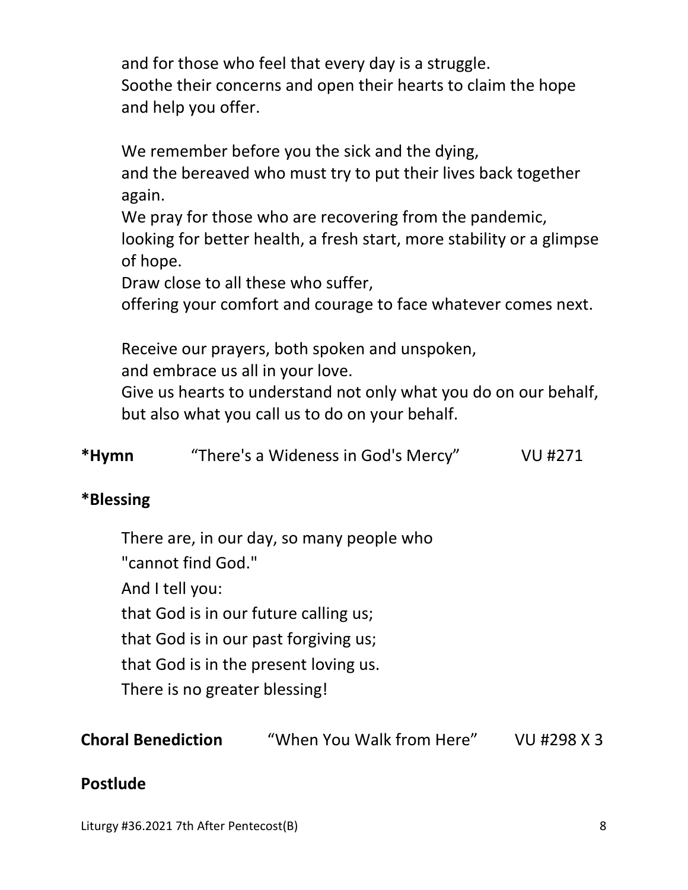and for those who feel that every day is a struggle.
Soothe their concerns and open their hearts to claim the hope and help you offer.

We remember before you the sick and the dying,
and the bereaved who must try to put their lives back together again.
We pray for those who are recovering from the pandemic,
looking for better health, a fresh start, more stability or a glimpse of hope.
Draw close to all these who suffer,
offering your comfort and courage to face whatever comes next.

Receive our prayers, both spoken and unspoken,
and embrace us all in your love.
Give us hearts to understand not only what you do on our behalf,
but also what you call us to do on your behalf.

**\*Hymn** "There's a Wideness in God's Mercy" VU #271

**\*Blessing**

There are, in our day, so many people who
"cannot find God."
And I tell you:
that God is in our future calling us;
that God is in our past forgiving us;
that God is in the present loving us.
There is no greater blessing!

**Choral Benediction** "When You Walk from Here" VU #298 X 3

**Postlude**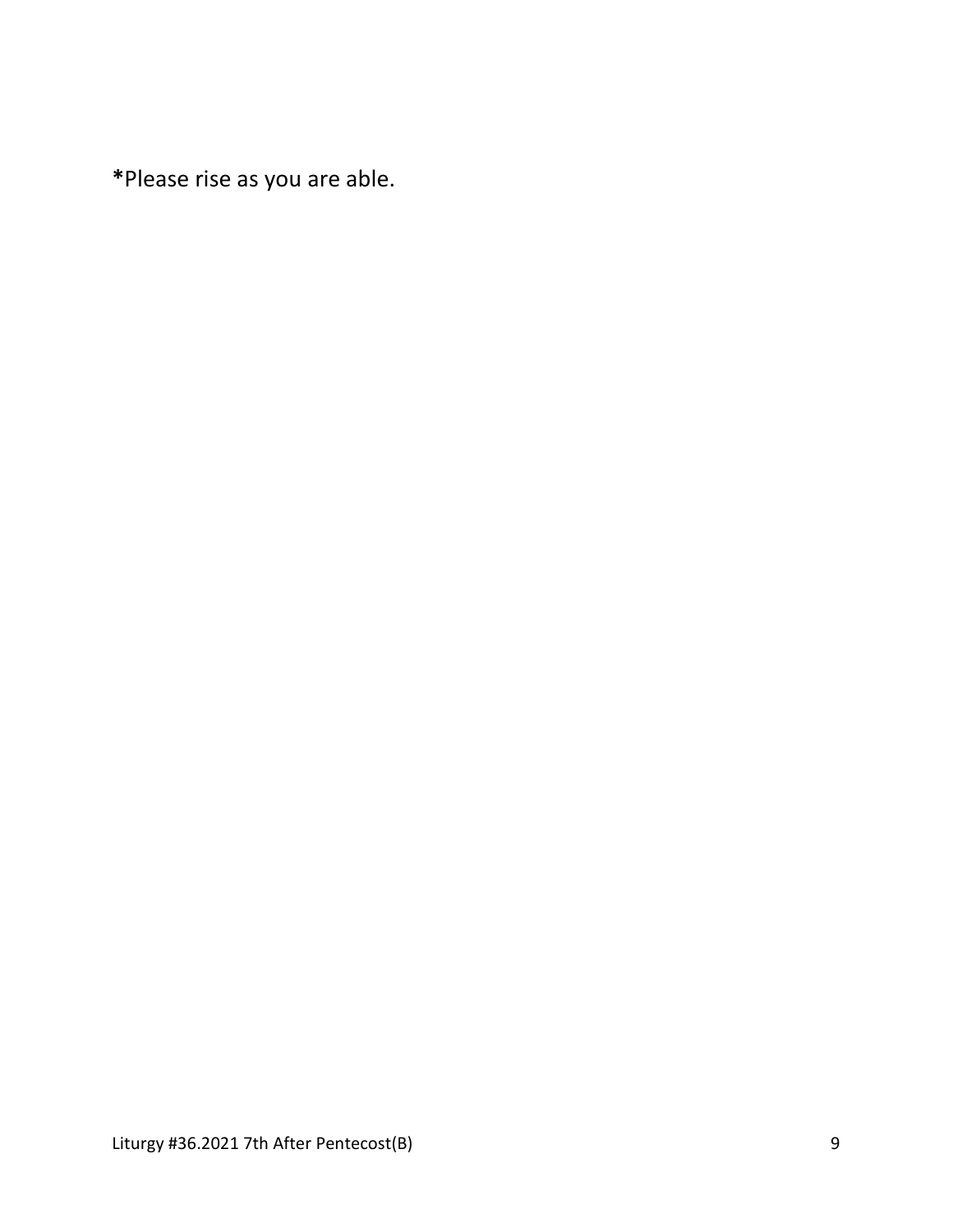**\***Please rise as you are able.